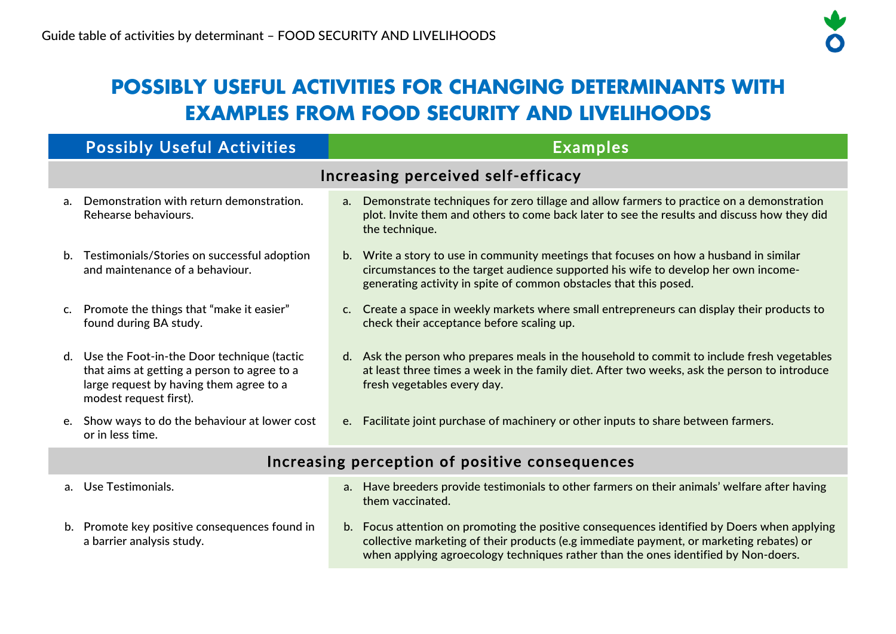# POSSIBLY USEFUL ACTIVITIES FOR CHANGING DETERMINANTS WITH EXAMPLES FROM FOOD SECURITY AND LIVELIHOODS

| Possibly Useful Activities | Examples |
| --- | --- |
| **Increasing perceived self-efficacy** | |
| a. Demonstration with return demonstration. Rehearse behaviours. | a. Demonstrate techniques for zero tillage and allow farmers to practice on a demonstration plot. Invite them and others to come back later to see the results and discuss how they did the technique. |
| b. Testimonials/Stories on successful adoption and maintenance of a behaviour. | b. Write a story to use in community meetings that focuses on how a husband in similar circumstances to the target audience supported his wife to develop her own income-generating activity in spite of common obstacles that this posed. |
| c. Promote the things that "make it easier" found during BA study. | c. Create a space in weekly markets where small entrepreneurs can display their products to check their acceptance before scaling up. |
| d. Use the Foot-in-the Door technique (tactic that aims at getting a person to agree to a large request by having them agree to a modest request first). | d. Ask the person who prepares meals in the household to commit to include fresh vegetables at least three times a week in the family diet. After two weeks, ask the person to introduce fresh vegetables every day. |
| e. Show ways to do the behaviour at lower cost or in less time. | e. Facilitate joint purchase of machinery or other inputs to share between farmers. |
| **Increasing perception of positive consequences** | |
| a. Use Testimonials. | a. Have breeders provide testimonials to other farmers on their animals' welfare after having them vaccinated. |
| b. Promote key positive consequences found in a barrier analysis study. | b. Focus attention on promoting the positive consequences identified by Doers when applying collective marketing of their products (e.g immediate payment, or marketing rebates) or when applying agroecology techniques rather than the ones identified by Non-doers. |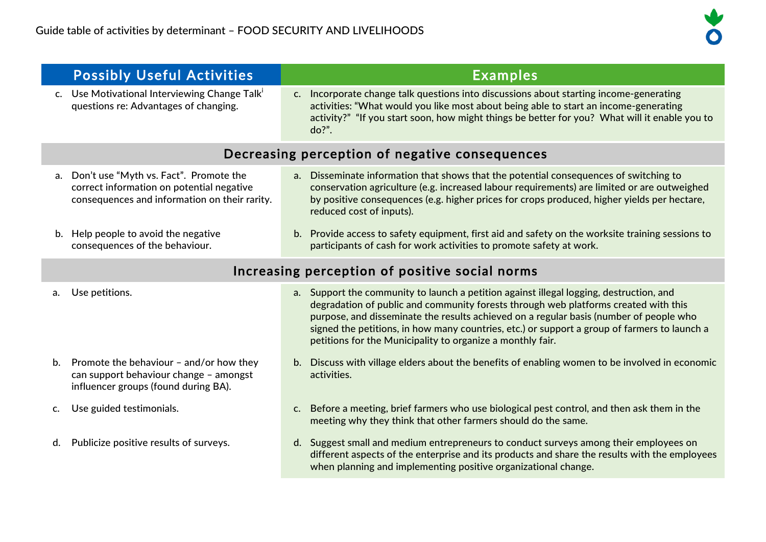Guide table of activities by determinant – FOOD SECURITY AND LIVELIHOODS

| Possibly Useful Activities | Examples |
| --- | --- |
| c. Use Motivational Interviewing Change Talk[i] questions re: Advantages of changing. | c. Incorporate change talk questions into discussions about starting income-generating activities: "What would you like most about being able to start an income-generating activity?" "If you start soon, how might things be better for you? What will it enable you to do?". |
| **Decreasing perception of negative consequences** | |
| a. Don't use "Myth vs. Fact". Promote the correct information on potential negative consequences and information on their rarity. | a. Disseminate information that shows that the potential consequences of switching to conservation agriculture (e.g. increased labour requirements) are limited or are outweighed by positive consequences (e.g. higher prices for crops produced, higher yields per hectare, reduced cost of inputs). |
| b. Help people to avoid the negative consequences of the behaviour. | b. Provide access to safety equipment, first aid and safety on the worksite training sessions to participants of cash for work activities to promote safety at work. |
| **Increasing perception of positive social norms** | |
| a. Use petitions. | a. Support the community to launch a petition against illegal logging, destruction, and degradation of public and community forests through web platforms created with this purpose, and disseminate the results achieved on a regular basis (number of people who signed the petitions, in how many countries, etc.) or support a group of farmers to launch a petitions for the Municipality to organize a monthly fair. |
| b. Promote the behaviour – and/or how they can support behaviour change – amongst influencer groups (found during BA). | b. Discuss with village elders about the benefits of enabling women to be involved in economic activities. |
| c. Use guided testimonials. | c. Before a meeting, brief farmers who use biological pest control, and then ask them in the meeting why they think that other farmers should do the same. |
| d. Publicize positive results of surveys. | d. Suggest small and medium entrepreneurs to conduct surveys among their employees on different aspects of the enterprise and its products and share the results with the employees when planning and implementing positive organizational change. |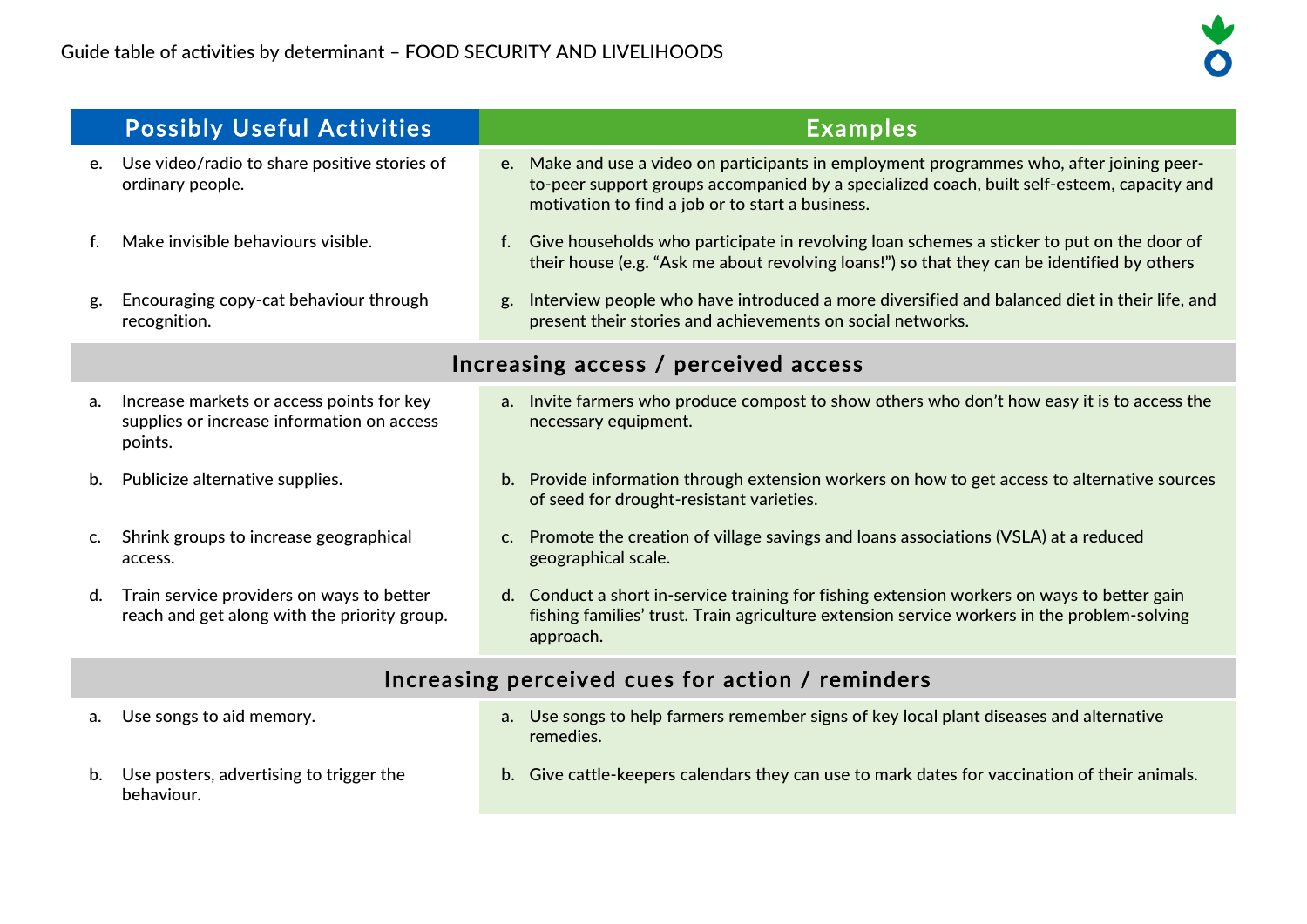| Possibly Useful Activities | Examples |
| --- | --- |
| e. Use video/radio to share positive stories of ordinary people. | e. Make and use a video on participants in employment programmes who, after joining peer-to-peer support groups accompanied by a specialized coach, built self-esteem, capacity and motivation to find a job or to start a business. |
| f. Make invisible behaviours visible. | f. Give households who participate in revolving loan schemes a sticker to put on the door of their house (e.g. "Ask me about revolving loans!") so that they can be identified by others |
| g. Encouraging copy-cat behaviour through recognition. | g. Interview people who have introduced a more diversified and balanced diet in their life, and present their stories and achievements on social networks. |
| **Increasing access / perceived access** | |
| a. Increase markets or access points for key supplies or increase information on access points. | a. Invite farmers who produce compost to show others who don't how easy it is to access the necessary equipment. |
| b. Publicize alternative supplies. | b. Provide information through extension workers on how to get access to alternative sources of seed for drought-resistant varieties. |
| c. Shrink groups to increase geographical access. | c. Promote the creation of village savings and loans associations (VSLA) at a reduced geographical scale. |
| d. Train service providers on ways to better reach and get along with the priority group. | d. Conduct a short in-service training for fishing extension workers on ways to better gain fishing families' trust. Train agriculture extension service workers in the problem-solving approach. |
| **Increasing perceived cues for action / reminders** | |
| a. Use songs to aid memory. | a. Use songs to help farmers remember signs of key local plant diseases and alternative remedies. |
| b. Use posters, advertising to trigger the behaviour. | b. Give cattle-keepers calendars they can use to mark dates for vaccination of their animals. |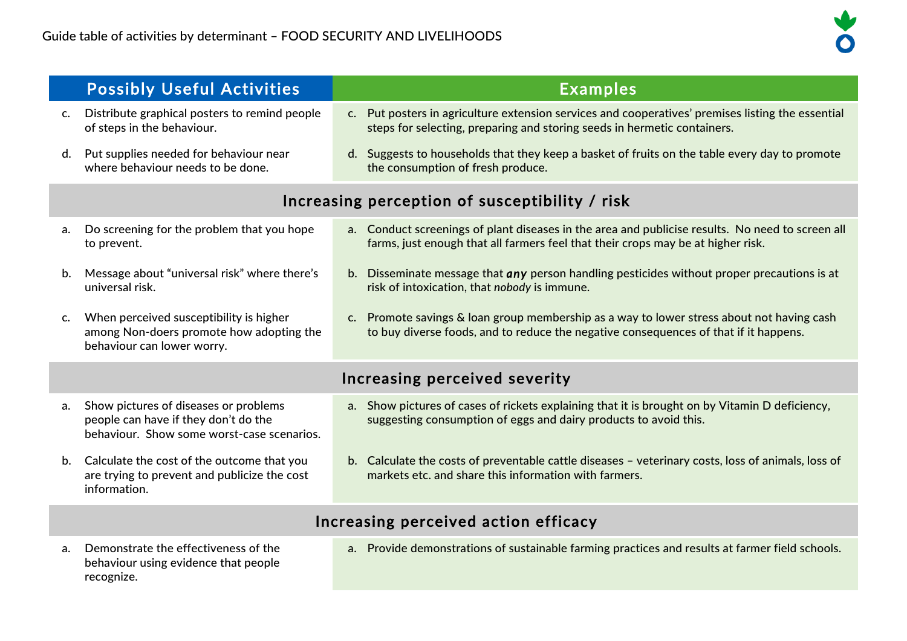| Possibly Useful Activities | Examples |
| --- | --- |
| c. Distribute graphical posters to remind people of steps in the behaviour. | c. Put posters in agriculture extension services and cooperatives' premises listing the essential steps for selecting, preparing and storing seeds in hermetic containers. |
| d. Put supplies needed for behaviour near where behaviour needs to be done. | d. Suggests to households that they keep a basket of fruits on the table every day to promote the consumption of fresh produce. |
| **Increasing perception of susceptibility / risk** | |
| a. Do screening for the problem that you hope to prevent. | a. Conduct screenings of plant diseases in the area and publicise results. No need to screen all farms, just enough that all farmers feel that their crops may be at higher risk. |
| b. Message about "universal risk" where there's universal risk. | b. Disseminate message that ***any*** person handling pesticides without proper precautions is at risk of intoxication, that *nobody* is immune. |
| c. When perceived susceptibility is higher among Non-doers promote how adopting the behaviour can lower worry. | c. Promote savings & loan group membership as a way to lower stress about not having cash to buy diverse foods, and to reduce the negative consequences of that if it happens. |
| **Increasing perceived severity** | |
| a. Show pictures of diseases or problems people can have if they don't do the behaviour. Show some worst-case scenarios. | a. Show pictures of cases of rickets explaining that it is brought on by Vitamin D deficiency, suggesting consumption of eggs and dairy products to avoid this. |
| b. Calculate the cost of the outcome that you are trying to prevent and publicize the cost information. | b. Calculate the costs of preventable cattle diseases – veterinary costs, loss of animals, loss of markets etc. and share this information with farmers. |
| **Increasing perceived action efficacy** | |
| a. Demonstrate the effectiveness of the behaviour using evidence that people recognize. | a. Provide demonstrations of sustainable farming practices and results at farmer field schools. |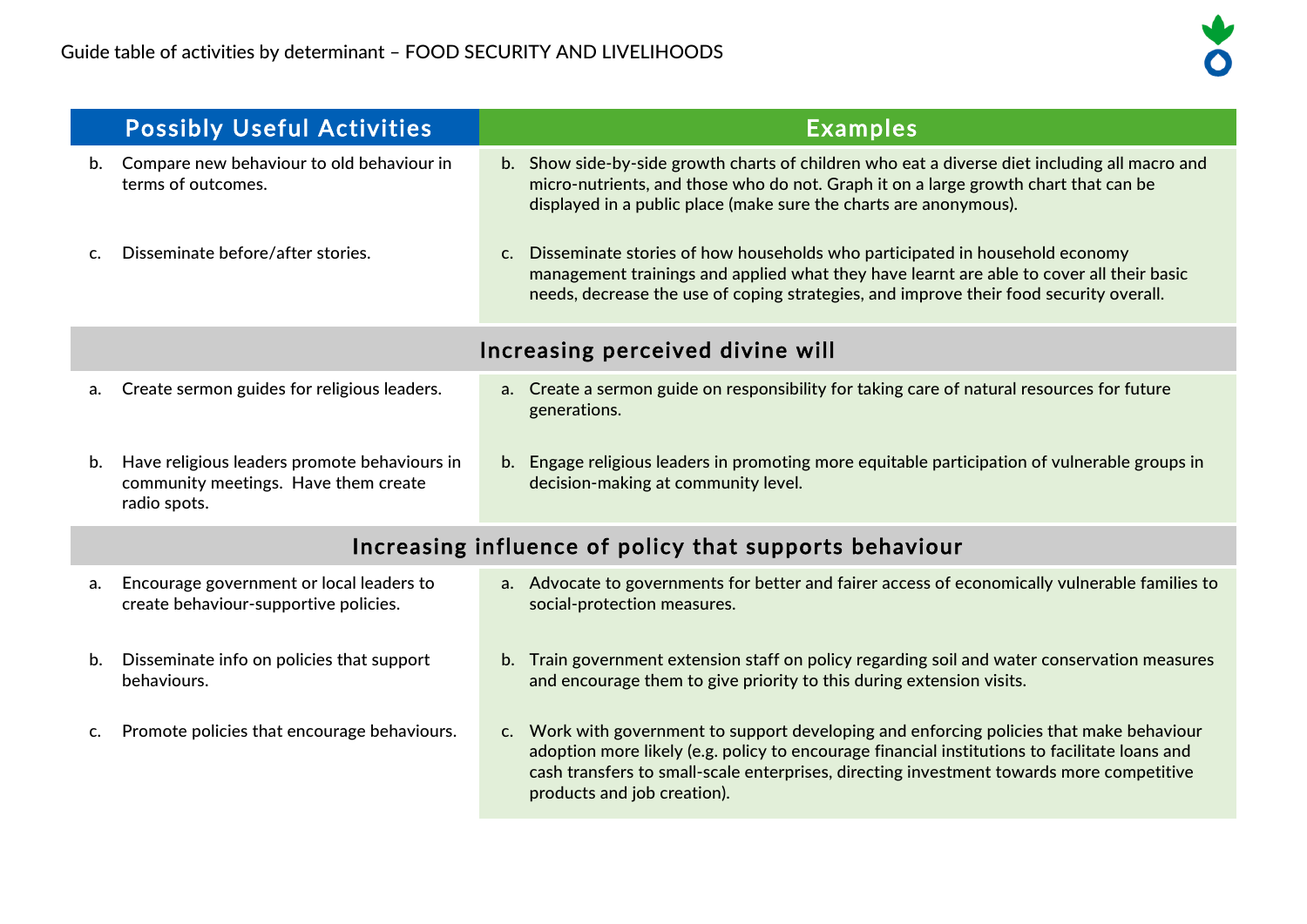Guide table of activities by determinant – FOOD SECURITY AND LIVELIHOODS

| Possibly Useful Activities | Examples |
| --- | --- |
| b. Compare new behaviour to old behaviour in terms of outcomes. | b. Show side-by-side growth charts of children who eat a diverse diet including all macro and micro-nutrients, and those who do not. Graph it on a large growth chart that can be displayed in a public place (make sure the charts are anonymous). |
| c. Disseminate before/after stories. | c. Disseminate stories of how households who participated in household economy management trainings and applied what they have learnt are able to cover all their basic needs, decrease the use of coping strategies, and improve their food security overall. |
| **Increasing perceived divine will** | |
| a. Create sermon guides for religious leaders. | a. Create a sermon guide on responsibility for taking care of natural resources for future generations. |
| b. Have religious leaders promote behaviours in community meetings. Have them create radio spots. | b. Engage religious leaders in promoting more equitable participation of vulnerable groups in decision-making at community level. |
| **Increasing influence of policy that supports behaviour** | |
| a. Encourage government or local leaders to create behaviour-supportive policies. | a. Advocate to governments for better and fairer access of economically vulnerable families to social-protection measures. |
| b. Disseminate info on policies that support behaviours. | b. Train government extension staff on policy regarding soil and water conservation measures and encourage them to give priority to this during extension visits. |
| c. Promote policies that encourage behaviours. | c. Work with government to support developing and enforcing policies that make behaviour adoption more likely (e.g. policy to encourage financial institutions to facilitate loans and cash transfers to small-scale enterprises, directing investment towards more competitive products and job creation). |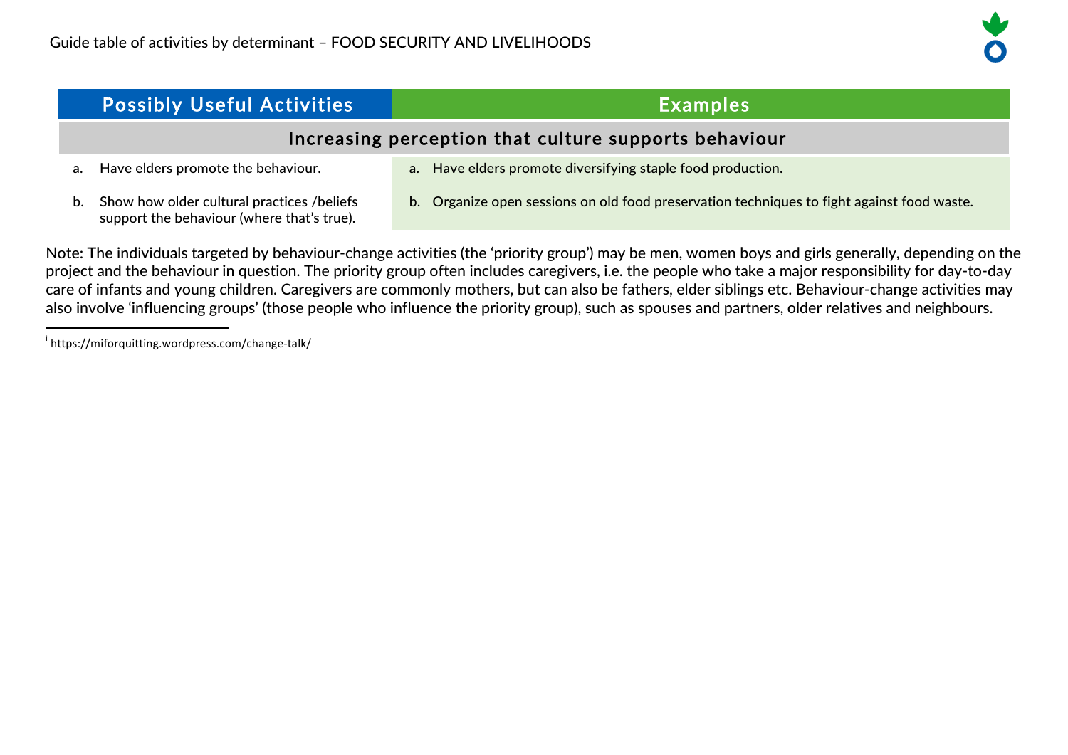Guide table of activities by determinant – FOOD SECURITY AND LIVELIHOODS

| Possibly Useful Activities | Examples |
|---|---|
| **Increasing perception that culture supports behaviour** | |
| a. Have elders promote the behaviour. | a. Have elders promote diversifying staple food production. |
| b. Show how older cultural practices /beliefs support the behaviour (where that's true). | b. Organize open sessions on old food preservation techniques to fight against food waste. |

Note: The individuals targeted by behaviour-change activities (the 'priority group') may be men, women boys and girls generally, depending on the project and the behaviour in question. The priority group often includes caregivers, i.e. the people who take a major responsibility for day-to-day care of infants and young children. Caregivers are commonly mothers, but can also be fathers, elder siblings etc. Behaviour-change activities may also involve 'influencing groups' (those people who influence the priority group), such as spouses and partners, older relatives and neighbours.

---

[i] https://miforquitting.wordpress.com/change-talk/